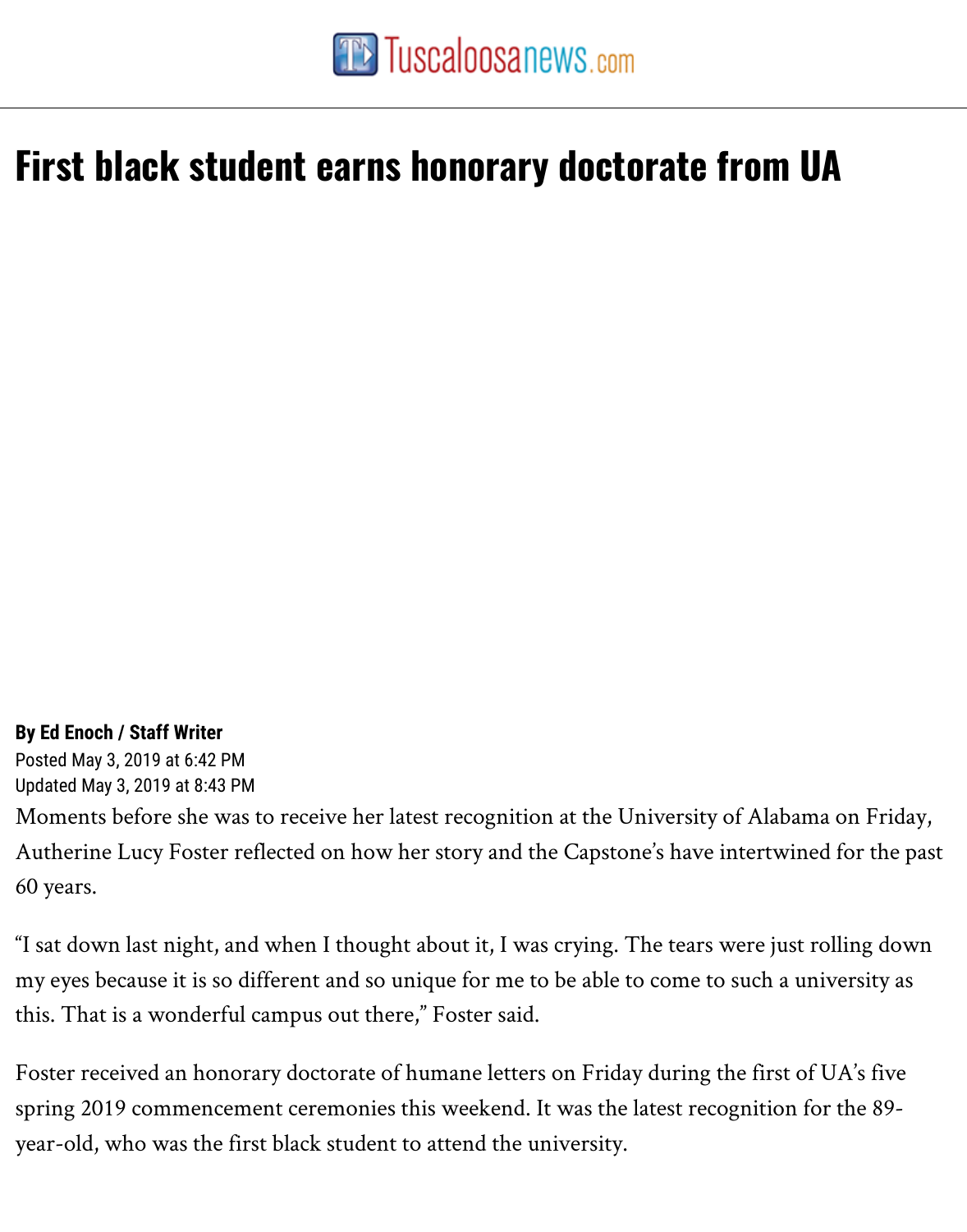# First black student earns honorary doctorate from UA

**By Ed Enoch / Staff Writer**

Posted May 3, 2019 at 6:42 PM
Updated May 3, 2019 at 8:43 PM

Moments before she was to receive her latest recognition at the University of Alabama on Friday, Autherine Lucy Foster reflected on how her story and the Capstone's have intertwined for the past 60 years.

"I sat down last night, and when I thought about it, I was crying. The tears were just rolling down my eyes because it is so different and so unique for me to be able to come to such a university as this. That is a wonderful campus out there," Foster said.

Foster received an honorary doctorate of humane letters on Friday during the first of UA's five spring 2019 commencement ceremonies this weekend. It was the latest recognition for the 89-year-old, who was the first black student to attend the university.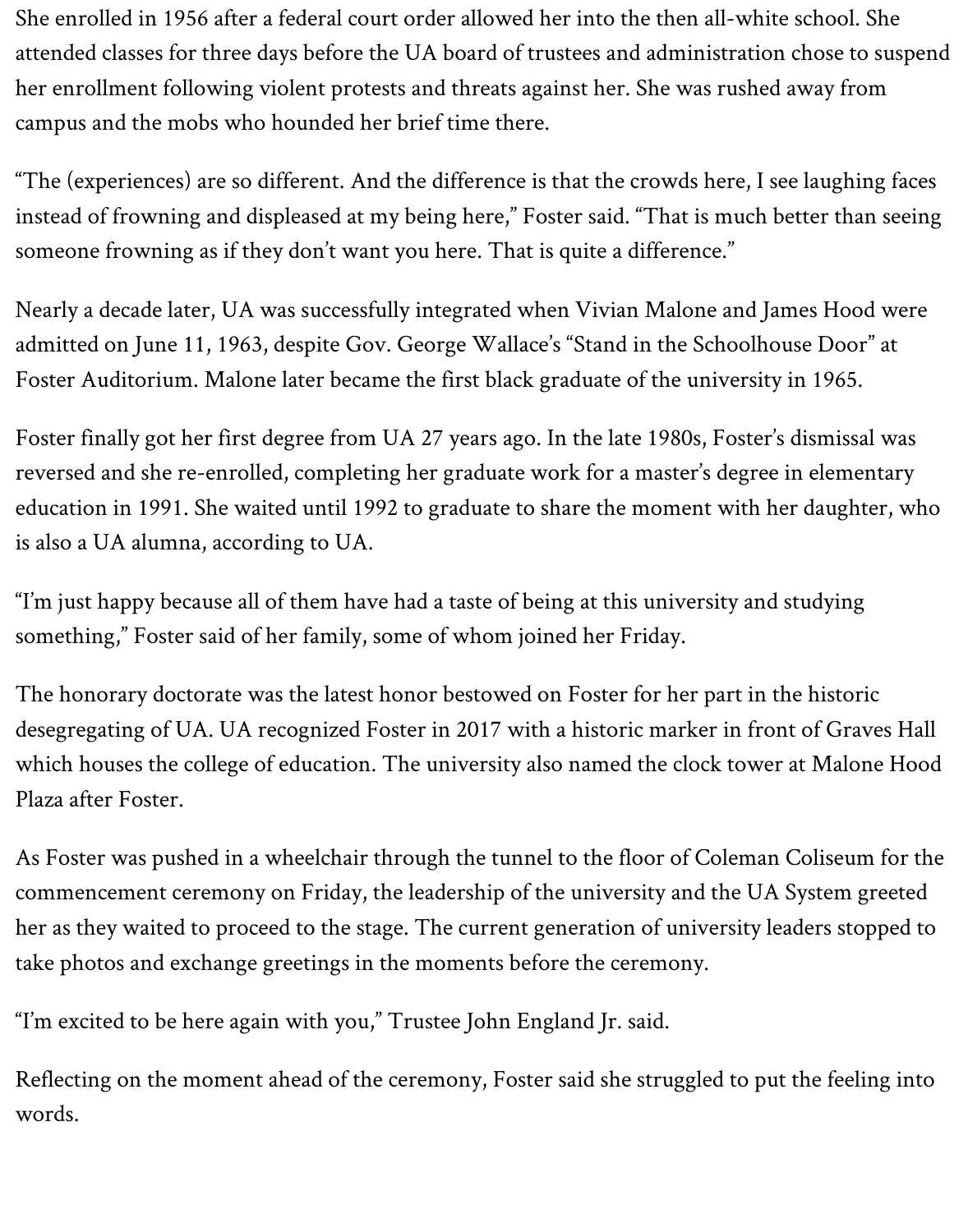She enrolled in 1956 after a federal court order allowed her into the then all-white school. She attended classes for three days before the UA board of trustees and administration chose to suspend her enrollment following violent protests and threats against her. She was rushed away from campus and the mobs who hounded her brief time there.

"The (experiences) are so different. And the difference is that the crowds here, I see laughing faces instead of frowning and displeased at my being here," Foster said. "That is much better than seeing someone frowning as if they don't want you here. That is quite a difference."

Nearly a decade later, UA was successfully integrated when Vivian Malone and James Hood were admitted on June 11, 1963, despite Gov. George Wallace's "Stand in the Schoolhouse Door" at Foster Auditorium. Malone later became the first black graduate of the university in 1965.

Foster finally got her first degree from UA 27 years ago. In the late 1980s, Foster's dismissal was reversed and she re-enrolled, completing her graduate work for a master's degree in elementary education in 1991. She waited until 1992 to graduate to share the moment with her daughter, who is also a UA alumna, according to UA.

"I'm just happy because all of them have had a taste of being at this university and studying something," Foster said of her family, some of whom joined her Friday.

The honorary doctorate was the latest honor bestowed on Foster for her part in the historic desegregating of UA. UA recognized Foster in 2017 with a historic marker in front of Graves Hall which houses the college of education. The university also named the clock tower at Malone Hood Plaza after Foster.

As Foster was pushed in a wheelchair through the tunnel to the floor of Coleman Coliseum for the commencement ceremony on Friday, the leadership of the university and the UA System greeted her as they waited to proceed to the stage. The current generation of university leaders stopped to take photos and exchange greetings in the moments before the ceremony.

"I'm excited to be here again with you," Trustee John England Jr. said.

Reflecting on the moment ahead of the ceremony, Foster said she struggled to put the feeling into words.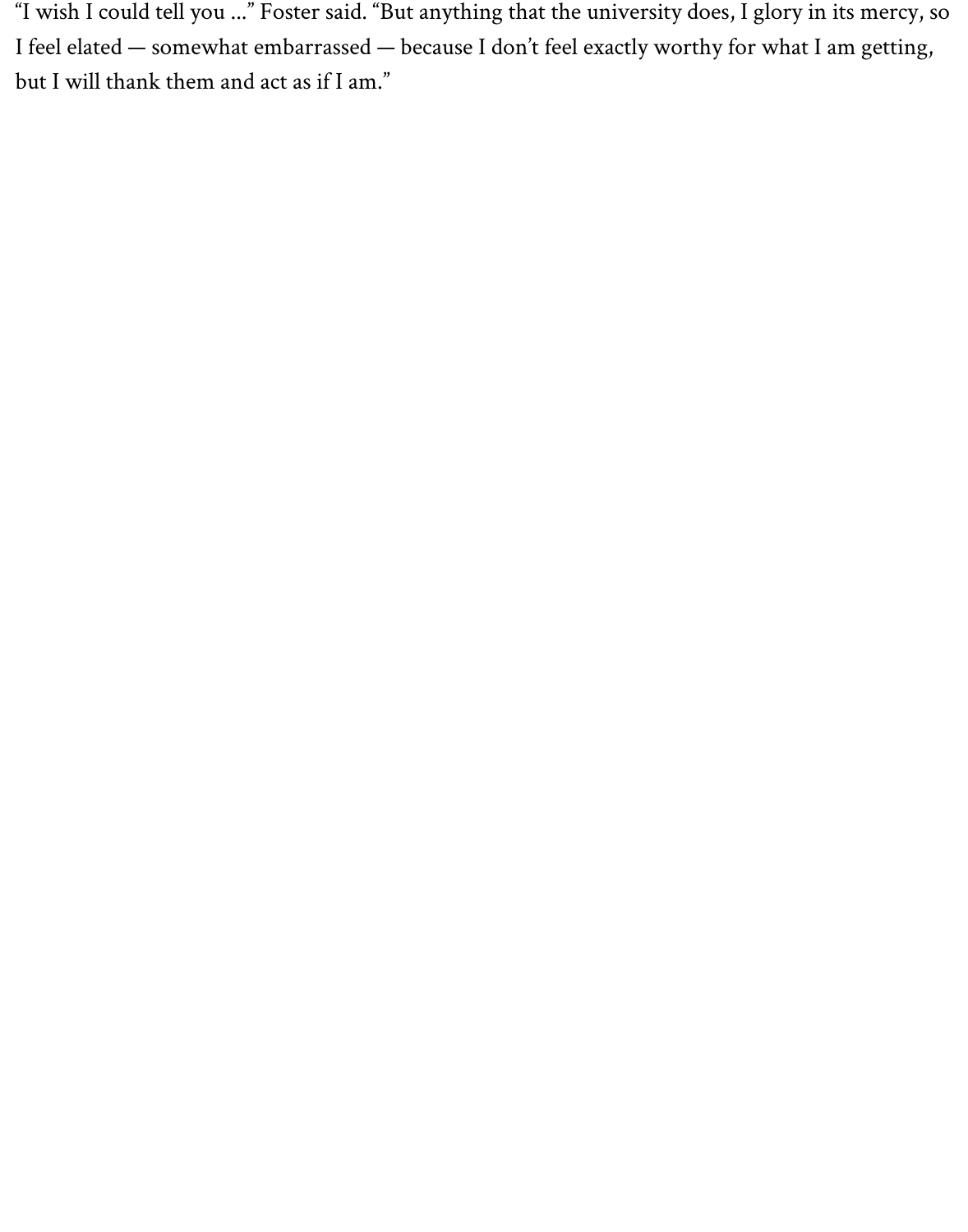"I wish I could tell you …" Foster said. "But anything that the university does, I glory in its mercy, so I feel elated — somewhat embarrassed — because I don't feel exactly worthy for what I am getting, but I will thank them and act as if I am."